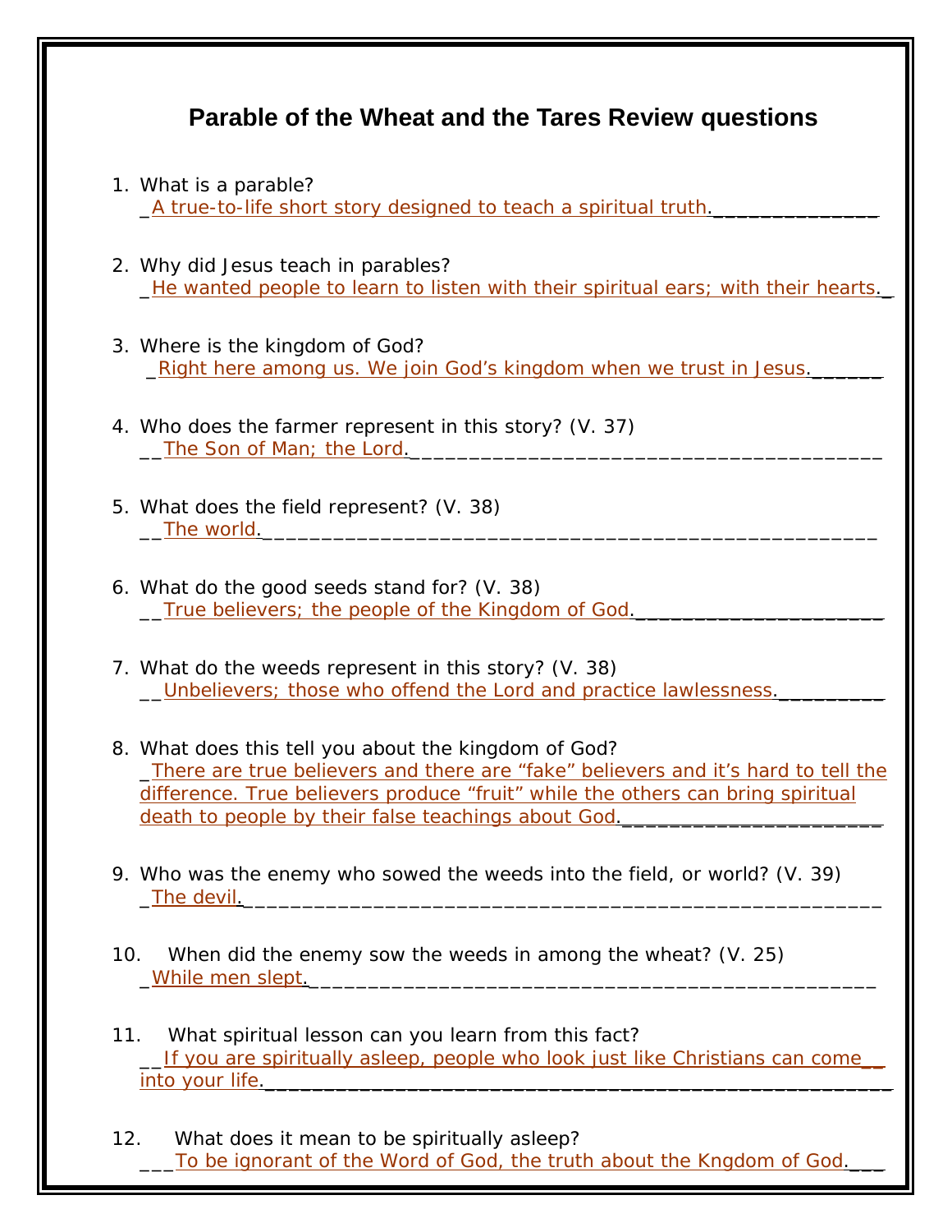# Parable of the Wheat and the Tares Review questions

1. What is a parable?
   _A true-to-life short story designed to teach a spiritual truth._______________

2. Why did Jesus teach in parables?
   _He wanted people to learn to listen with their spiritual ears; with their hearts._

3. Where is the kingdom of God?
   _Right here among us. We join God's kingdom when we trust in Jesus.______

4. Who does the farmer represent in this story? (V. 37)
   __The Son of Man; the Lord.___________________________________________

5. What does the field represent? (V. 38)
   __The world.____________________________________________________

6. What do the good seeds stand for? (V. 38)
   __True believers; the people of the Kingdom of God._____________________

7. What do the weeds represent in this story? (V. 38)
   __Unbelievers; those who offend the Lord and practice lawlessness._________

8. What does this tell you about the kingdom of God?
   _There are true believers and there are "fake" believers and it's hard to tell the difference. True believers produce "fruit" while the others can bring spiritual death to people by their false teachings about God._____________________

9. Who was the enemy who sowed the weeds into the field, or world? (V. 39)
   _The devil.______________________________________________________

10. When did the enemy sow the weeds in among the wheat? (V. 25)
    _While men slept.________________________________________________

11. What spiritual lesson can you learn from this fact?
    __If you are spiritually asleep, people who look just like Christians can come__ into your life._____________________________________________________

12. What does it mean to be spiritually asleep?
    ___To be ignorant of the Word of God, the truth about the Kngdom of God.___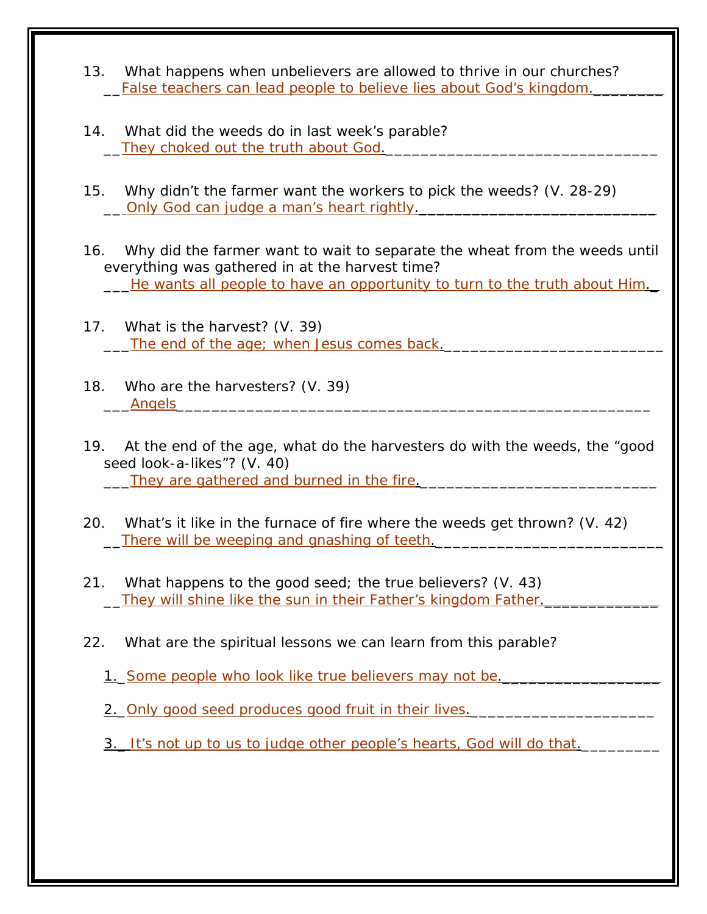13. What happens when unbelievers are allowed to thrive in our churches?
__False teachers can lead people to believe lies about God's kingdom.________

14. What did the weeds do in last week's parable?
__They choked out the truth about God.________________________________

15. Why didn't the farmer want the workers to pick the weeds? (V. 28-29)
__Only God can judge a man's heart rightly.____________________________

16. Why did the farmer want to wait to separate the wheat from the weeds until everything was gathered in at the harvest time?
___He wants all people to have an opportunity to turn to the truth about Him._

17. What is the harvest? (V. 39)
___The end of the age; when Jesus comes back._________________________

18. Who are the harvesters? (V. 39)
___Angels______________________________________________________

19. At the end of the age, what do the harvesters do with the weeds, the "good seed look-a-likes"? (V. 40)
___They are gathered and burned in the fire.____________________________

20. What's it like in the furnace of fire where the weeds get thrown? (V. 42)
__There will be weeping and gnashing of teeth.___________________________

21. What happens to the good seed; the true believers? (V. 43)
__They will shine like the sun in their Father's kingdom Father._____________

22. What are the spiritual lessons we can learn from this parable?

1._Some people who look like true believers may not be.__________________

2._Only good seed produces good fruit in their lives.____________________

3._It's not up to us to judge other people's hearts, God will do that._________